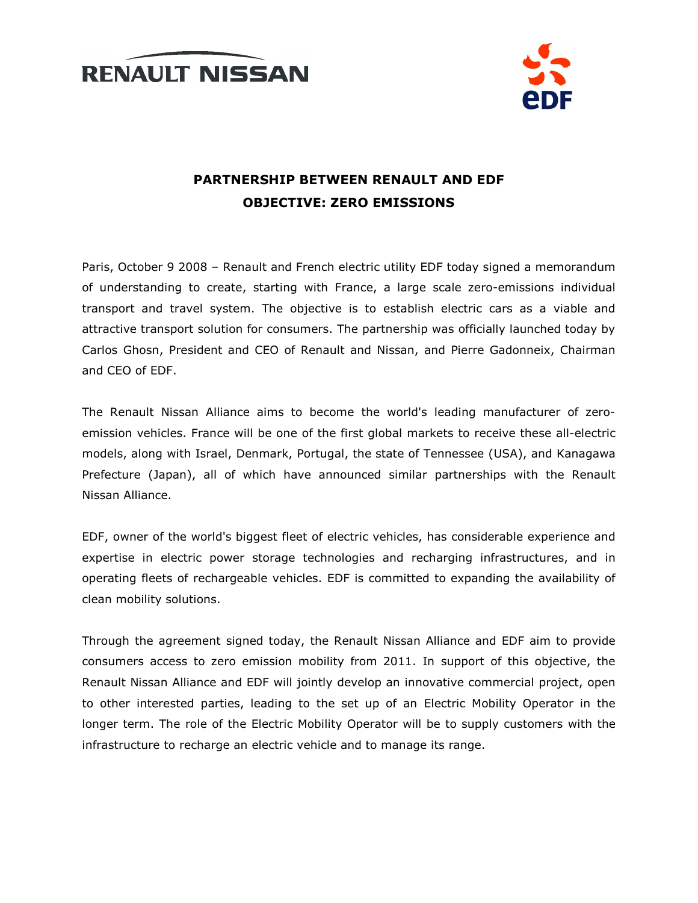RENAULT NISSAN

eDF

# PARTNERSHIP BETWEEN RENAULT AND EDF
# OBJECTIVE: ZERO EMISSIONS

Paris, October 9 2008 – Renault and French electric utility EDF today signed a memorandum of understanding to create, starting with France, a large scale zero-emissions individual transport and travel system. The objective is to establish electric cars as a viable and attractive transport solution for consumers. The partnership was officially launched today by Carlos Ghosn, President and CEO of Renault and Nissan, and Pierre Gadonneix, Chairman and CEO of EDF.

The Renault Nissan Alliance aims to become the world's leading manufacturer of zero-emission vehicles. France will be one of the first global markets to receive these all-electric models, along with Israel, Denmark, Portugal, the state of Tennessee (USA), and Kanagawa Prefecture (Japan), all of which have announced similar partnerships with the Renault Nissan Alliance.

EDF, owner of the world's biggest fleet of electric vehicles, has considerable experience and expertise in electric power storage technologies and recharging infrastructures, and in operating fleets of rechargeable vehicles. EDF is committed to expanding the availability of clean mobility solutions.

Through the agreement signed today, the Renault Nissan Alliance and EDF aim to provide consumers access to zero emission mobility from 2011. In support of this objective, the Renault Nissan Alliance and EDF will jointly develop an innovative commercial project, open to other interested parties, leading to the set up of an Electric Mobility Operator in the longer term. The role of the Electric Mobility Operator will be to supply customers with the infrastructure to recharge an electric vehicle and to manage its range.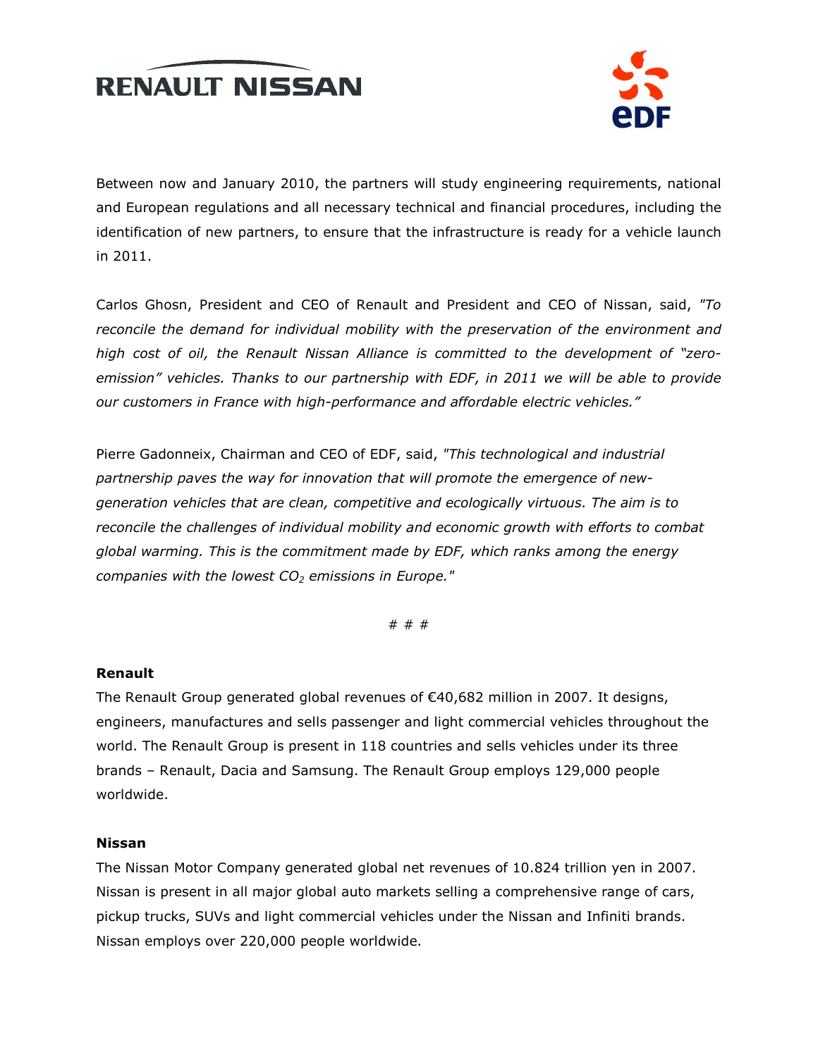Between now and January 2010, the partners will study engineering requirements, national and European regulations and all necessary technical and financial procedures, including the identification of new partners, to ensure that the infrastructure is ready for a vehicle launch in 2011.

Carlos Ghosn, President and CEO of Renault and President and CEO of Nissan, said, *"To reconcile the demand for individual mobility with the preservation of the environment and high cost of oil, the Renault Nissan Alliance is committed to the development of "zero-emission" vehicles. Thanks to our partnership with EDF, in 2011 we will be able to provide our customers in France with high-performance and affordable electric vehicles."*

Pierre Gadonneix, Chairman and CEO of EDF, said, *"This technological and industrial partnership paves the way for innovation that will promote the emergence of new-generation vehicles that are clean, competitive and ecologically virtuous. The aim is to reconcile the challenges of individual mobility and economic growth with efforts to combat global warming. This is the commitment made by EDF, which ranks among the energy companies with the lowest $CO_2$ emissions in Europe."*

# # #

**Renault**

The Renault Group generated global revenues of €40,682 million in 2007. It designs, engineers, manufactures and sells passenger and light commercial vehicles throughout the world. The Renault Group is present in 118 countries and sells vehicles under its three brands – Renault, Dacia and Samsung. The Renault Group employs 129,000 people worldwide.

**Nissan**

The Nissan Motor Company generated global net revenues of 10.824 trillion yen in 2007. Nissan is present in all major global auto markets selling a comprehensive range of cars, pickup trucks, SUVs and light commercial vehicles under the Nissan and Infiniti brands. Nissan employs over 220,000 people worldwide.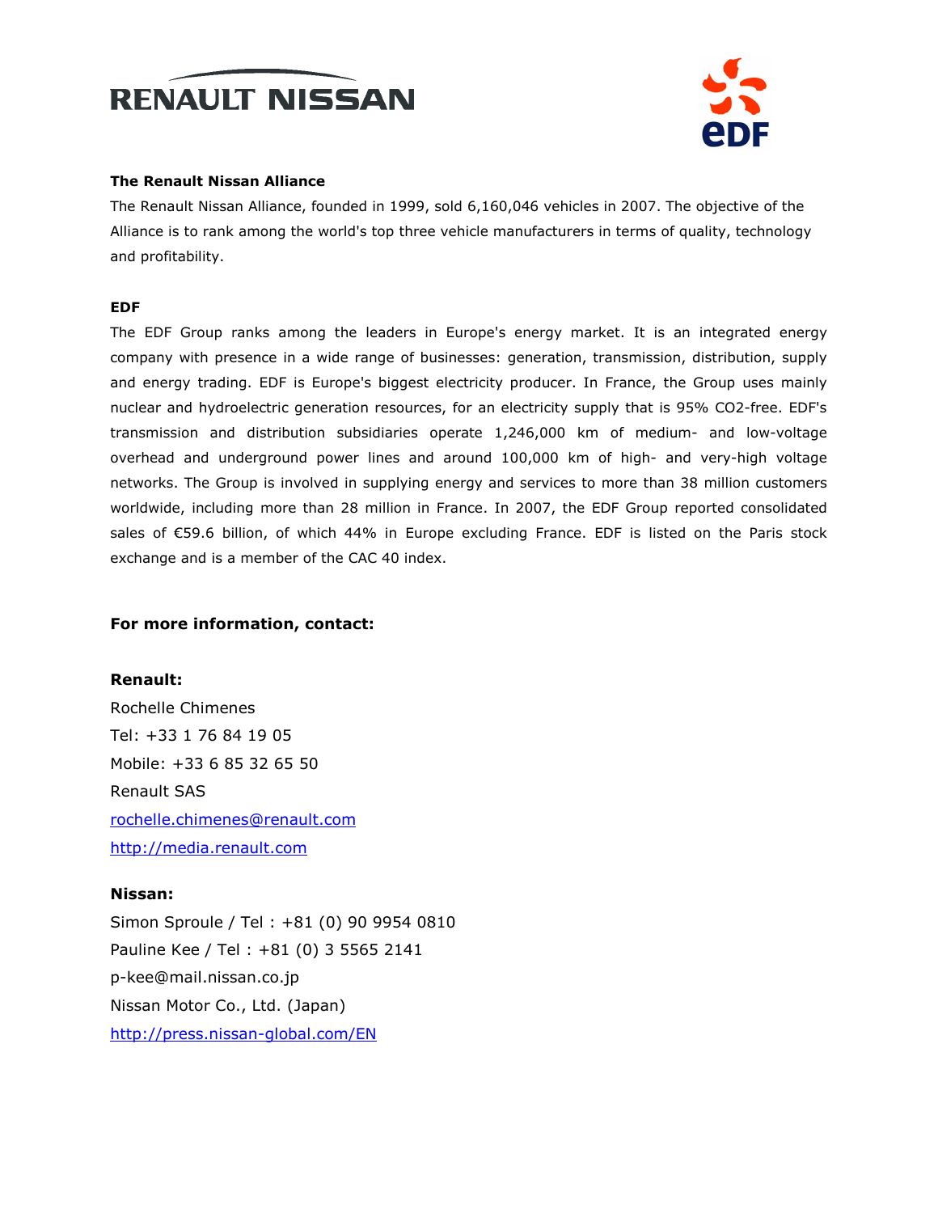### The Renault Nissan Alliance

The Renault Nissan Alliance, founded in 1999, sold 6,160,046 vehicles in 2007. The objective of the Alliance is to rank among the world's top three vehicle manufacturers in terms of quality, technology and profitability.

### EDF

The EDF Group ranks among the leaders in Europe's energy market. It is an integrated energy company with presence in a wide range of businesses: generation, transmission, distribution, supply and energy trading. EDF is Europe's biggest electricity producer. In France, the Group uses mainly nuclear and hydroelectric generation resources, for an electricity supply that is 95% $CO_2$-free. EDF's transmission and distribution subsidiaries operate 1,246,000 km of medium- and low-voltage overhead and underground power lines and around 100,000 km of high- and very-high voltage networks. The Group is involved in supplying energy and services to more than 38 million customers worldwide, including more than 28 million in France. In 2007, the EDF Group reported consolidated sales of €59.6 billion, of which 44% in Europe excluding France. EDF is listed on the Paris stock exchange and is a member of the CAC 40 index.

## For more information, contact:

**Renault:**

Rochelle Chimenes
Tel: +33 1 76 84 19 05
Mobile: +33 6 85 32 65 50
Renault SAS
rochelle.chimenes@renault.com
http://media.renault.com

**Nissan:**

Simon Sproule / Tel : +81 (0) 90 9954 0810
Pauline Kee / Tel : +81 (0) 3 5565 2141
p-kee@mail.nissan.co.jp
Nissan Motor Co., Ltd. (Japan)
http://press.nissan-global.com/EN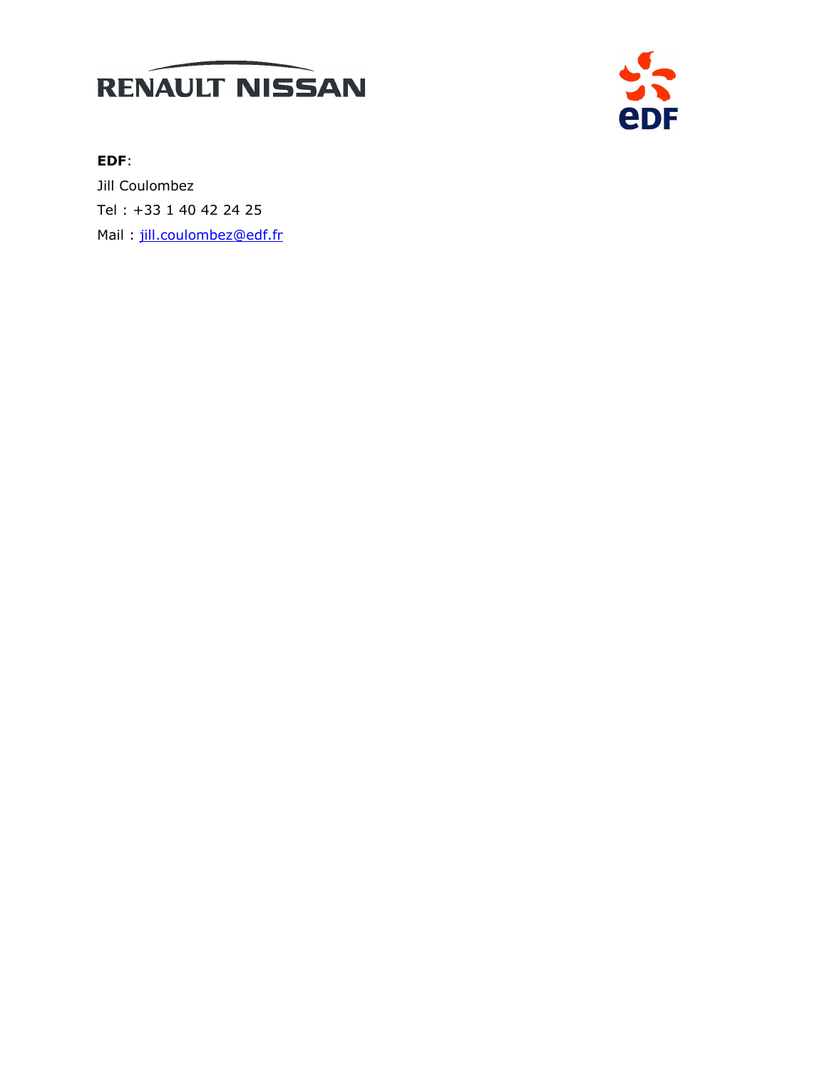**EDF**:

Jill Coulombez

Tel : +33 1 40 42 24 25

Mail : jill.coulombez@edf.fr